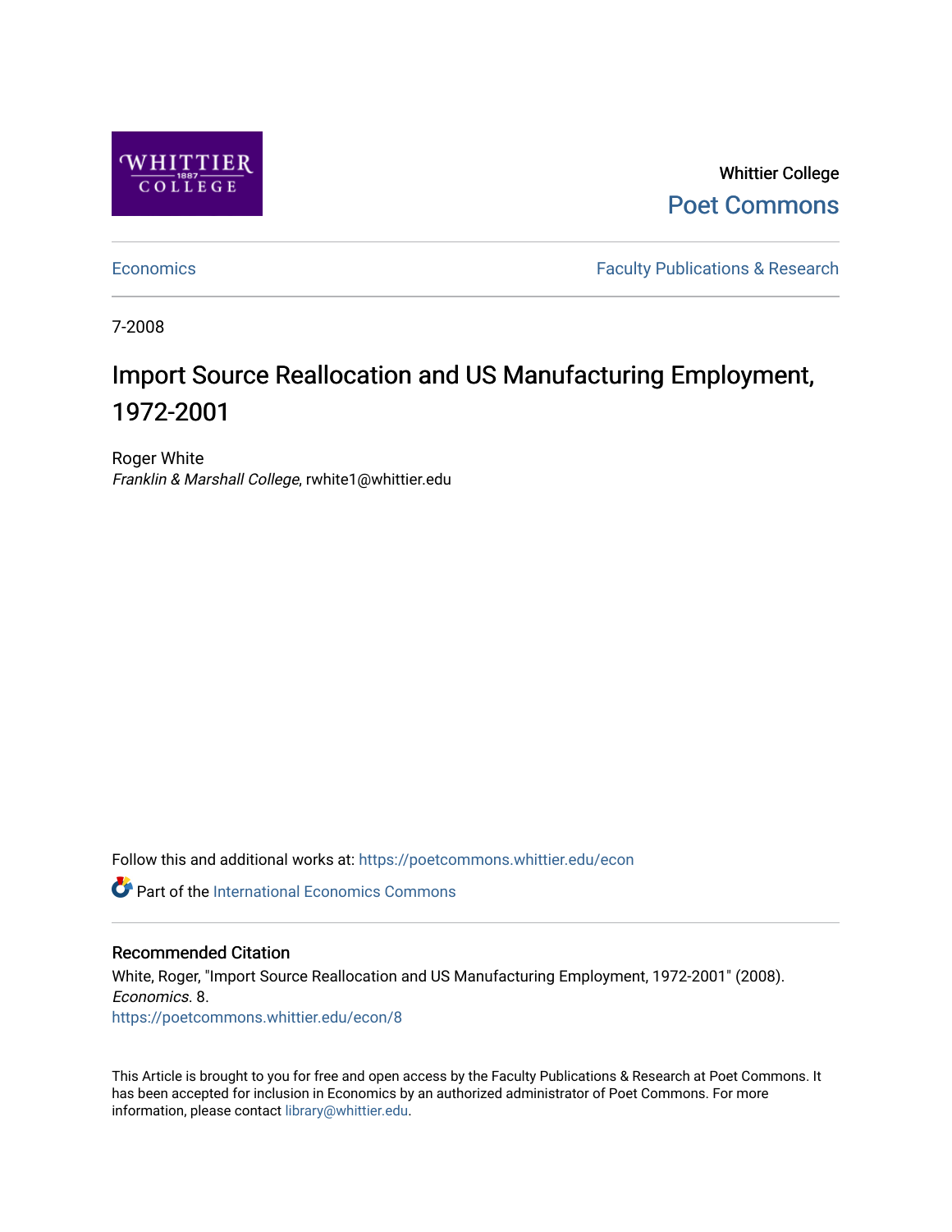Whittier College

Poet Commons

Economics

Faculty Publications & Research

7-2008

# Import Source Reallocation and US Manufacturing Employment, 1972-2001

Roger White

*Franklin & Marshall College*, rwhite1@whittier.edu

Follow this and additional works at: https://poetcommons.whittier.edu/econ

Part of the International Economics Commons

## Recommended Citation

White, Roger, "Import Source Reallocation and US Manufacturing Employment, 1972-2001" (2008). *Economics*. 8.

https://poetcommons.whittier.edu/econ/8

This Article is brought to you for free and open access by the Faculty Publications & Research at Poet Commons. It has been accepted for inclusion in Economics by an authorized administrator of Poet Commons. For more information, please contact library@whittier.edu.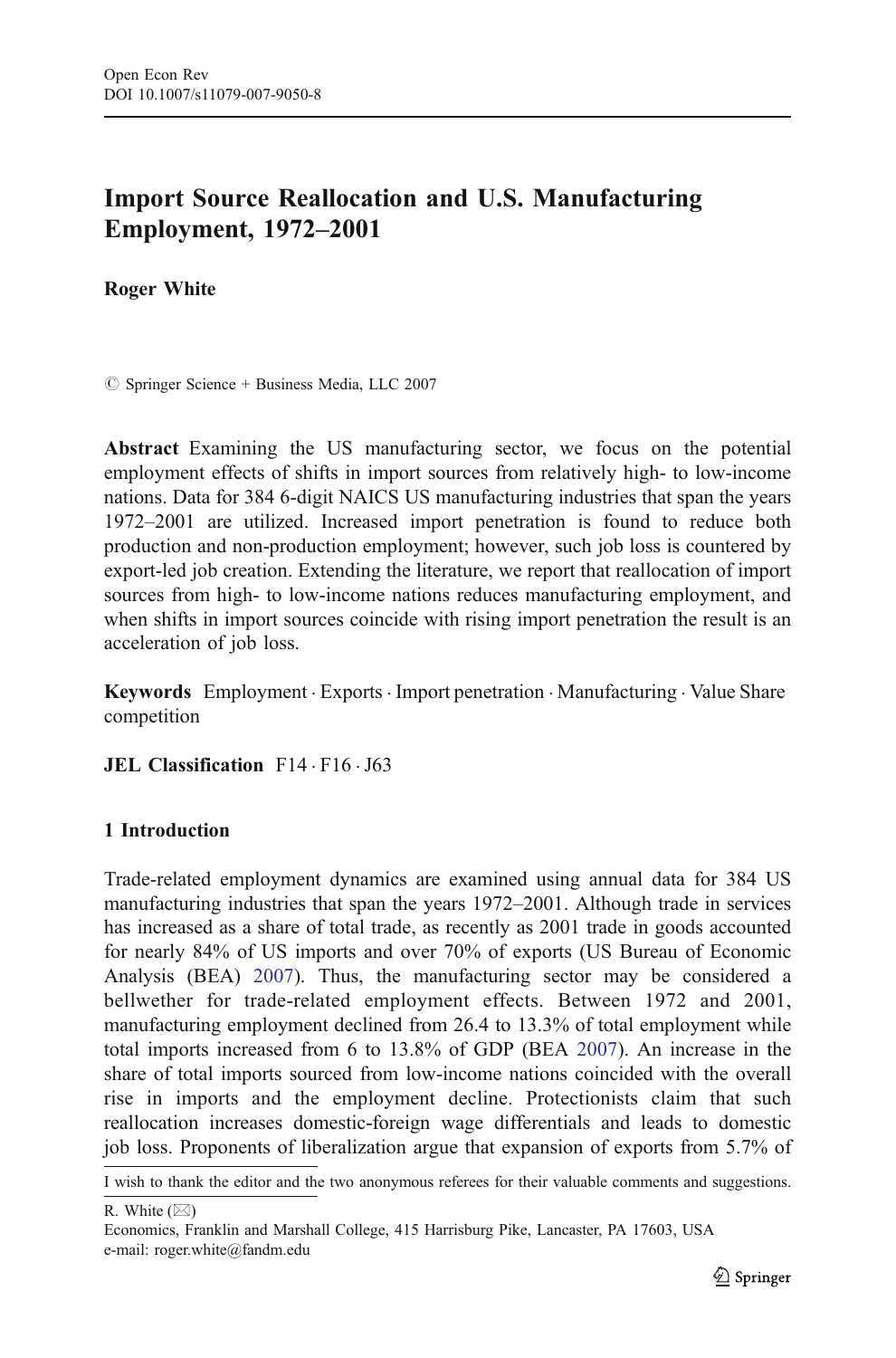# Import Source Reallocation and U.S. Manufacturing Employment, 1972–2001

**Roger White**

© Springer Science + Business Media, LLC 2007

**Abstract** Examining the US manufacturing sector, we focus on the potential employment effects of shifts in import sources from relatively high- to low-income nations. Data for 384 6-digit NAICS US manufacturing industries that span the years 1972–2001 are utilized. Increased import penetration is found to reduce both production and non-production employment; however, such job loss is countered by export-led job creation. Extending the literature, we report that reallocation of import sources from high- to low-income nations reduces manufacturing employment, and when shifts in import sources coincide with rising import penetration the result is an acceleration of job loss.

**Keywords** Employment · Exports · Import penetration · Manufacturing · Value Share competition

**JEL Classification** F14 · F16 · J63

## 1 Introduction

Trade-related employment dynamics are examined using annual data for 384 US manufacturing industries that span the years 1972–2001. Although trade in services has increased as a share of total trade, as recently as 2001 trade in goods accounted for nearly 84% of US imports and over 70% of exports (US Bureau of Economic Analysis (BEA) 2007). Thus, the manufacturing sector may be considered a bellwether for trade-related employment effects. Between 1972 and 2001, manufacturing employment declined from 26.4 to 13.3% of total employment while total imports increased from 6 to 13.8% of GDP (BEA 2007). An increase in the share of total imports sourced from low-income nations coincided with the overall rise in imports and the employment decline. Protectionists claim that such reallocation increases domestic-foreign wage differentials and leads to domestic job loss. Proponents of liberalization argue that expansion of exports from 5.7% of

I wish to thank the editor and the two anonymous referees for their valuable comments and suggestions.

R. White (✉)
Economics, Franklin and Marshall College, 415 Harrisburg Pike, Lancaster, PA 17603, USA
e-mail: roger.white@fandm.edu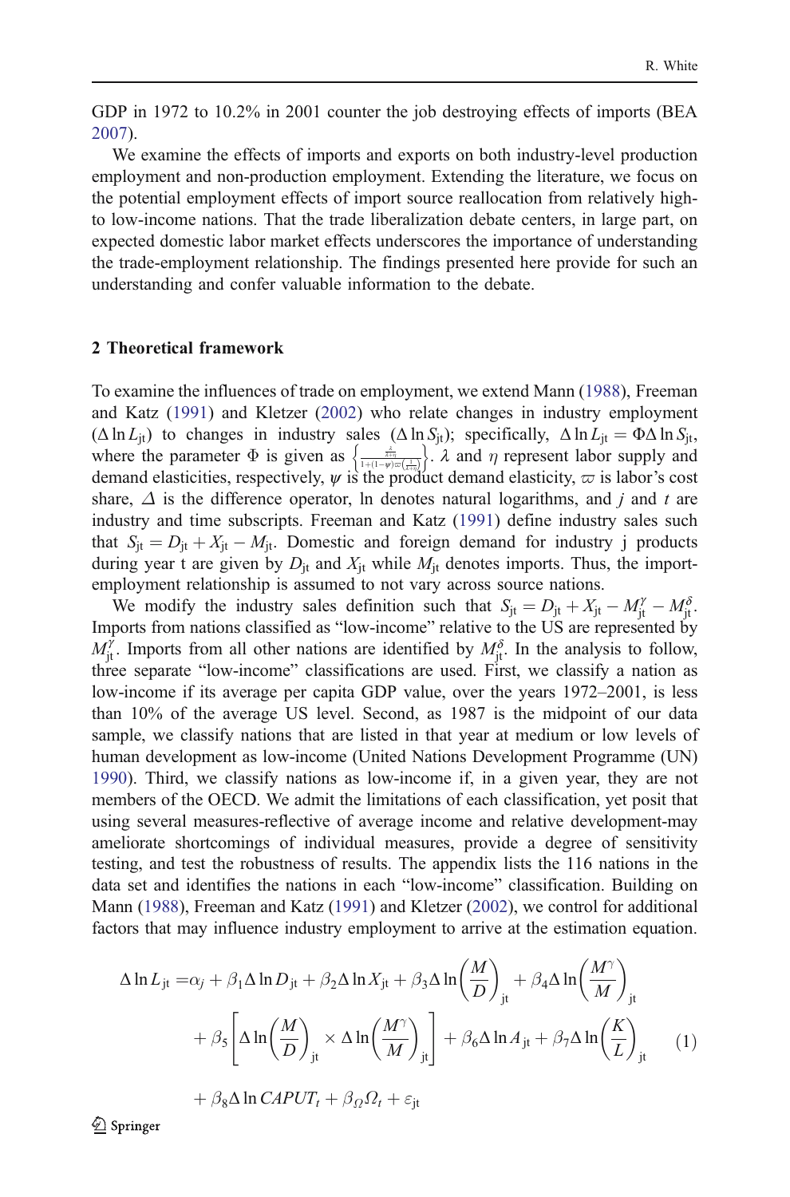GDP in 1972 to 10.2% in 2001 counter the job destroying effects of imports (BEA 2007).

We examine the effects of imports and exports on both industry-level production employment and non-production employment. Extending the literature, we focus on the potential employment effects of import source reallocation from relatively high- to low-income nations. That the trade liberalization debate centers, in large part, on expected domestic labor market effects underscores the importance of understanding the trade-employment relationship. The findings presented here provide for such an understanding and confer valuable information to the debate.

## 2 Theoretical framework

To examine the influences of trade on employment, we extend Mann (1988), Freeman and Katz (1991) and Kletzer (2002) who relate changes in industry employment ($\Delta \ln L_{\rm jt}$) to changes in industry sales ($\Delta \ln S_{\rm jt}$); specifically, $\Delta \ln L_{\rm jt} = \Phi \Delta \ln S_{\rm jt}$, where the parameter $\Phi$ is given as $\left\{\frac{\frac{\lambda}{\lambda+\eta}}{1+(1-\psi)\varpi\left(\frac{1}{\lambda+\eta}\right)}\right\}$. $\lambda$ and $\eta$ represent labor supply and demand elasticities, respectively, $\psi$ is the product demand elasticity, $\varpi$ is labor's cost share, $\Delta$ is the difference operator, ln denotes natural logarithms, and $j$ and $t$ are industry and time subscripts. Freeman and Katz (1991) define industry sales such that $S_{\rm jt} = D_{\rm jt} + X_{\rm jt} - M_{\rm jt}$. Domestic and foreign demand for industry j products during year t are given by $D_{\rm jt}$ and $X_{\rm jt}$ while $M_{\rm jt}$ denotes imports. Thus, the import-employment relationship is assumed to not vary across source nations.

We modify the industry sales definition such that $S_{\rm jt} = D_{\rm jt} + X_{\rm jt} - M^{\gamma}_{\rm jt} - M^{\delta}_{\rm jt}$. Imports from nations classified as "low-income" relative to the US are represented by $M^{\gamma}_{\rm jt}$. Imports from all other nations are identified by $M^{\delta}_{\rm jt}$. In the analysis to follow, three separate "low-income" classifications are used. First, we classify a nation as low-income if its average per capita GDP value, over the years 1972–2001, is less than 10% of the average US level. Second, as 1987 is the midpoint of our data sample, we classify nations that are listed in that year at medium or low levels of human development as low-income (United Nations Development Programme (UN) 1990). Third, we classify nations as low-income if, in a given year, they are not members of the OECD. We admit the limitations of each classification, yet posit that using several measures-reflective of average income and relative development-may ameliorate shortcomings of individual measures, provide a degree of sensitivity testing, and test the robustness of results. The appendix lists the 116 nations in the data set and identifies the nations in each "low-income" classification. Building on Mann (1988), Freeman and Katz (1991) and Kletzer (2002), we control for additional factors that may influence industry employment to arrive at the estimation equation.

$$
\begin{aligned}
\Delta \ln L_{\rm jt} = {} & \alpha_j + \beta_1 \Delta \ln D_{\rm jt} + \beta_2 \Delta \ln X_{\rm jt} + \beta_3 \Delta \ln\left(\frac{M}{D}\right)_{\rm jt} + \beta_4 \Delta \ln\left(\frac{M^{\gamma}}{M}\right)_{\rm jt} \\
& + \beta_5 \left[\Delta \ln\left(\frac{M}{D}\right)_{\rm jt} \times \Delta \ln\left(\frac{M^{\gamma}}{M}\right)_{\rm jt}\right] + \beta_6 \Delta \ln A_{\rm jt} + \beta_7 \Delta \ln\left(\frac{K}{L}\right)_{\rm jt} \\
& + \beta_8 \Delta \ln CAPUT_t + \beta_{\Omega} \Omega_t + \varepsilon_{\rm jt}
\end{aligned} \tag{1}
$$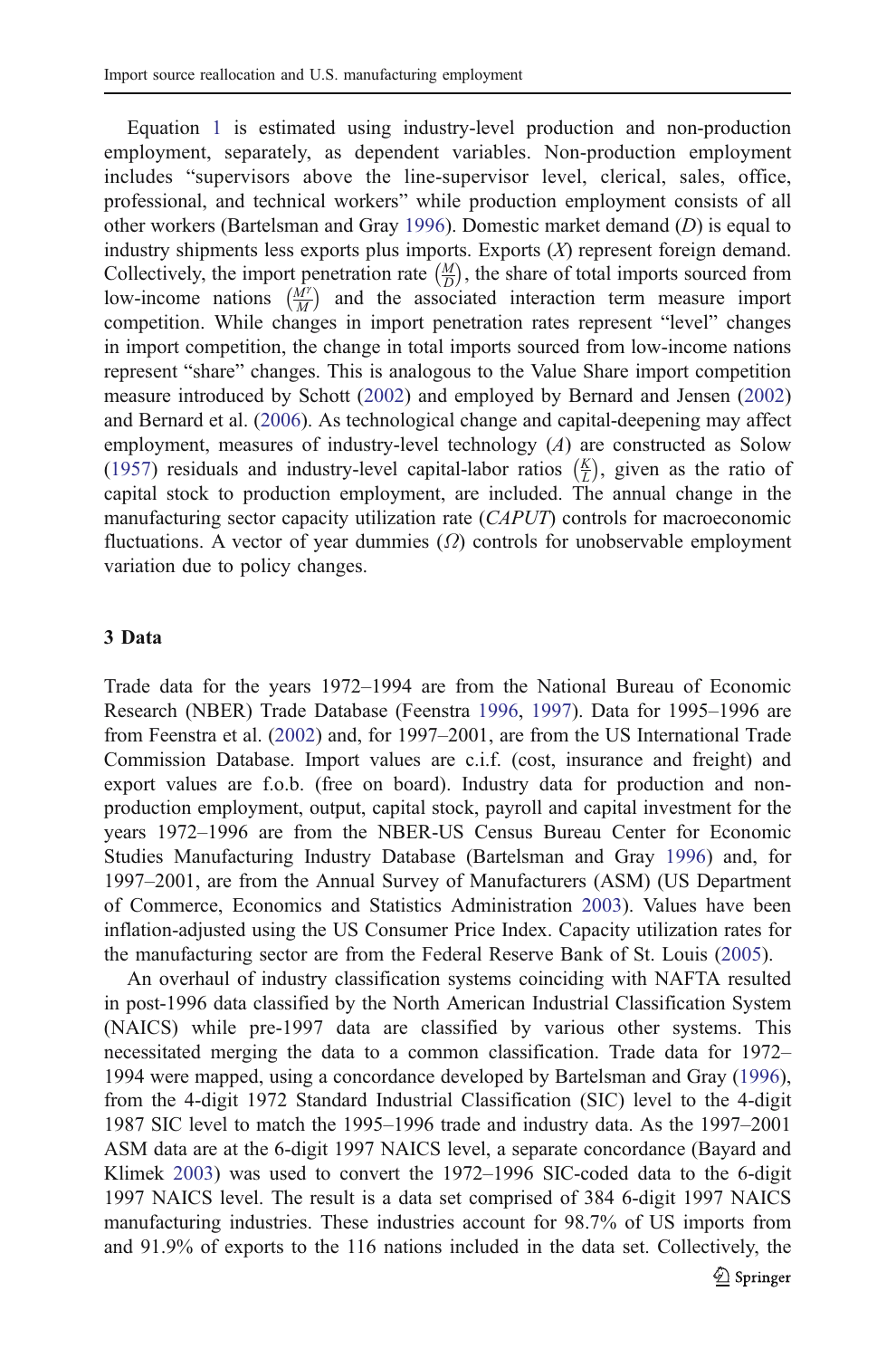Equation 1 is estimated using industry-level production and non-production employment, separately, as dependent variables. Non-production employment includes "supervisors above the line-supervisor level, clerical, sales, office, professional, and technical workers" while production employment consists of all other workers (Bartelsman and Gray 1996). Domestic market demand ($D$) is equal to industry shipments less exports plus imports. Exports ($X$) represent foreign demand. Collectively, the import penetration rate $\left(\frac{M}{D}\right)$, the share of total imports sourced from low-income nations $\left(\frac{M^{Y}}{M}\right)$ and the associated interaction term measure import competition. While changes in import penetration rates represent "level" changes in import competition, the change in total imports sourced from low-income nations represent "share" changes. This is analogous to the Value Share import competition measure introduced by Schott (2002) and employed by Bernard and Jensen (2002) and Bernard et al. (2006). As technological change and capital-deepening may affect employment, measures of industry-level technology ($A$) are constructed as Solow (1957) residuals and industry-level capital-labor ratios $\left(\frac{K}{L}\right)$, given as the ratio of capital stock to production employment, are included. The annual change in the manufacturing sector capacity utilization rate ($CAPUT$) controls for macroeconomic fluctuations. A vector of year dummies ($\Omega$) controls for unobservable employment variation due to policy changes.

## 3 Data

Trade data for the years 1972–1994 are from the National Bureau of Economic Research (NBER) Trade Database (Feenstra 1996, 1997). Data for 1995–1996 are from Feenstra et al. (2002) and, for 1997–2001, are from the US International Trade Commission Database. Import values are c.i.f. (cost, insurance and freight) and export values are f.o.b. (free on board). Industry data for production and non-production employment, output, capital stock, payroll and capital investment for the years 1972–1996 are from the NBER-US Census Bureau Center for Economic Studies Manufacturing Industry Database (Bartelsman and Gray 1996) and, for 1997–2001, are from the Annual Survey of Manufacturers (ASM) (US Department of Commerce, Economics and Statistics Administration 2003). Values have been inflation-adjusted using the US Consumer Price Index. Capacity utilization rates for the manufacturing sector are from the Federal Reserve Bank of St. Louis (2005).

An overhaul of industry classification systems coinciding with NAFTA resulted in post-1996 data classified by the North American Industrial Classification System (NAICS) while pre-1997 data are classified by various other systems. This necessitated merging the data to a common classification. Trade data for 1972–1994 were mapped, using a concordance developed by Bartelsman and Gray (1996), from the 4-digit 1972 Standard Industrial Classification (SIC) level to the 4-digit 1987 SIC level to match the 1995–1996 trade and industry data. As the 1997–2001 ASM data are at the 6-digit 1997 NAICS level, a separate concordance (Bayard and Klimek 2003) was used to convert the 1972–1996 SIC-coded data to the 6-digit 1997 NAICS level. The result is a data set comprised of 384 6-digit 1997 NAICS manufacturing industries. These industries account for 98.7% of US imports from and 91.9% of exports to the 116 nations included in the data set. Collectively, the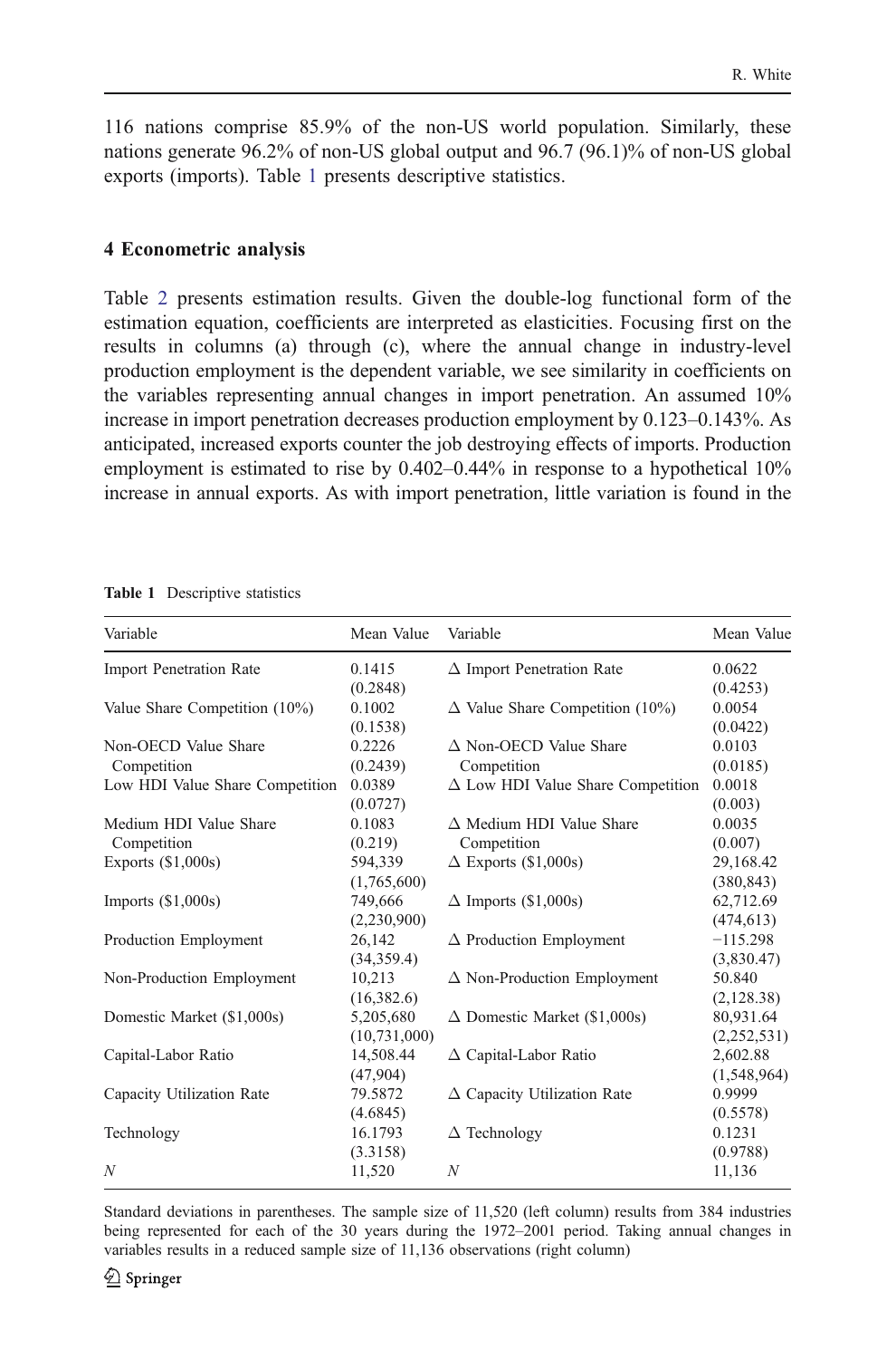116 nations comprise 85.9% of the non-US world population. Similarly, these nations generate 96.2% of non-US global output and 96.7 (96.1)% of non-US global exports (imports). Table 1 presents descriptive statistics.

## 4 Econometric analysis

Table 2 presents estimation results. Given the double-log functional form of the estimation equation, coefficients are interpreted as elasticities. Focusing first on the results in columns (a) through (c), where the annual change in industry-level production employment is the dependent variable, we see similarity in coefficients on the variables representing annual changes in import penetration. An assumed 10% increase in import penetration decreases production employment by 0.123–0.143%. As anticipated, increased exports counter the job destroying effects of imports. Production employment is estimated to rise by 0.402–0.44% in response to a hypothetical 10% increase in annual exports. As with import penetration, little variation is found in the

**Table 1** Descriptive statistics

| Variable | Mean Value | Variable | Mean Value |
|---|---|---|---|
| Import Penetration Rate | 0.1415 (0.2848) | Δ Import Penetration Rate | 0.0622 (0.4253) |
| Value Share Competition (10%) | 0.1002 (0.1538) | Δ Value Share Competition (10%) | 0.0054 (0.0422) |
| Non-OECD Value Share Competition | 0.2226 (0.2439) | Δ Non-OECD Value Share Competition | 0.0103 (0.0185) |
| Low HDI Value Share Competition | 0.0389 (0.0727) | Δ Low HDI Value Share Competition | 0.0018 (0.003) |
| Medium HDI Value Share Competition | 0.1083 (0.219) | Δ Medium HDI Value Share Competition | 0.0035 (0.007) |
| Exports ($1,000s) | 594,339 (1,765,600) | Δ Exports ($1,000s) | 29,168.42 (380,843) |
| Imports ($1,000s) | 749,666 (2,230,900) | Δ Imports ($1,000s) | 62,712.69 (474,613) |
| Production Employment | 26,142 (34,359.4) | Δ Production Employment | −115.298 (3,830.47) |
| Non-Production Employment | 10,213 (16,382.6) | Δ Non-Production Employment | 50.840 (2,128.38) |
| Domestic Market ($1,000s) | 5,205,680 (10,731,000) | Δ Domestic Market ($1,000s) | 80,931.64 (2,252,531) |
| Capital-Labor Ratio | 14,508.44 (47,904) | Δ Capital-Labor Ratio | 2,602.88 (1,548,964) |
| Capacity Utilization Rate | 79.5872 (4.6845) | Δ Capacity Utilization Rate | 0.9999 (0.5578) |
| Technology | 16.1793 (3.3158) | Δ Technology | 0.1231 (0.9788) |
| $N$ | 11,520 | $N$ | 11,136 |

Standard deviations in parentheses. The sample size of 11,520 (left column) results from 384 industries being represented for each of the 30 years during the 1972–2001 period. Taking annual changes in variables results in a reduced sample size of 11,136 observations (right column)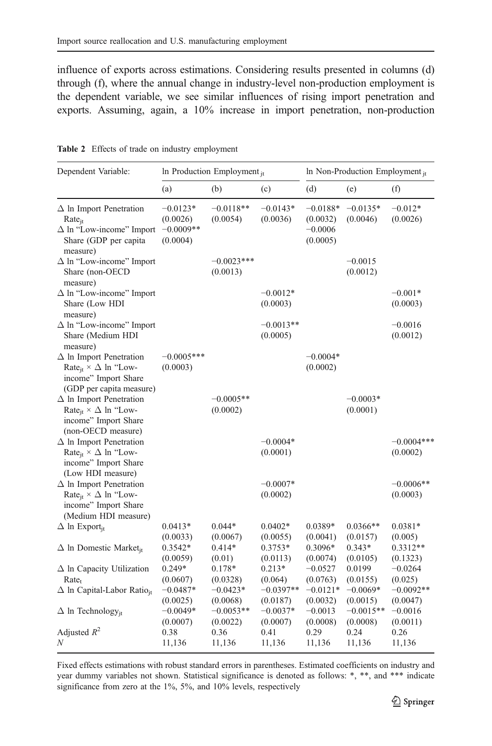influence of exports across estimations. Considering results presented in columns (d) through (f), where the annual change in industry-level non-production employment is the dependent variable, we see similar influences of rising import penetration and exports. Assuming, again, a 10% increase in import penetration, non-production

**Table 2** Effects of trade on industry employment

| Dependent Variable: | ln Production Employment $_{jt}$ | | | ln Non-Production Employment $_{jt}$ | | |
|---|---|---|---|---|---|---|
| | (a) | (b) | (c) | (d) | (e) | (f) |
| Δ ln Import Penetration Rate$_{jt}$ | −0.0123* (0.0026) | −0.0118** (0.0054) | −0.0143* (0.0036) | −0.0188* (0.0032) | −0.0135* (0.0046) | −0.012* (0.0026) |
| Δ ln "Low-income" Import Share (GDP per capita measure) | −0.0009** (0.0004) | | | −0.0006 (0.0005) | | |
| Δ ln "Low-income" Import Share (non-OECD measure) | | −0.0023*** (0.0013) | | | −0.0015 (0.0012) | |
| Δ ln "Low-income" Import Share (Low HDI measure) | | | −0.0012* (0.0003) | | | −0.001* (0.0003) |
| Δ ln "Low-income" Import Share (Medium HDI measure) | | | −0.0013** (0.0005) | | | −0.0016 (0.0012) |
| Δ ln Import Penetration Rate$_{jt}$ × Δ ln "Low-income" Import Share (GDP per capita measure) | −0.0005*** (0.0003) | | | −0.0004* (0.0002) | | |
| Δ ln Import Penetration Rate$_{jt}$ × Δ ln "Low-income" Import Share (non-OECD measure) | | −0.0005** (0.0002) | | | −0.0003* (0.0001) | |
| Δ ln Import Penetration Rate$_{jt}$ × Δ ln "Low-income" Import Share (Low HDI measure) | | | −0.0004* (0.0001) | | | −0.0004*** (0.0002) |
| Δ ln Import Penetration Rate$_{jt}$ × Δ ln "Low-income" Import Share (Medium HDI measure) | | | −0.0007* (0.0002) | | | −0.0006** (0.0003) |
| Δ ln Export$_{jt}$ | 0.0413* (0.0033) | 0.044* (0.0067) | 0.0402* (0.0055) | 0.0389* (0.0041) | 0.0366** (0.0157) | 0.0381* (0.005) |
| Δ ln Domestic Market$_{jt}$ | 0.3542* (0.0059) | 0.414* (0.01) | 0.3753* (0.0113) | 0.3096* (0.0074) | 0.343* (0.0105) | 0.3312** (0.1323) |
| Δ ln Capacity Utilization Rate$_t$ | 0.249* (0.0607) | 0.178* (0.0328) | 0.213* (0.064) | −0.0527 (0.0763) | 0.0199 (0.0155) | −0.0264 (0.025) |
| Δ ln Capital-Labor Ratio$_{jt}$ | −0.0487* (0.0025) | −0.0423* (0.0068) | −0.0397** (0.0187) | −0.0121* (0.0032) | −0.0069* (0.0015) | −0.0092** (0.0047) |
| Δ ln Technology$_{jt}$ | −0.0049* (0.0007) | −0.0053** (0.0022) | −0.0037* (0.0007) | −0.0013 (0.0008) | −0.0015** (0.0008) | −0.0016 (0.0011) |
| Adjusted $R^2$ | 0.38 | 0.36 | 0.41 | 0.29 | 0.24 | 0.26 |
| $N$ | 11,136 | 11,136 | 11,136 | 11,136 | 11,136 | 11,136 |

Fixed effects estimations with robust standard errors in parentheses. Estimated coefficients on industry and year dummy variables not shown. Statistical significance is denoted as follows: *, **, and *** indicate significance from zero at the 1%, 5%, and 10% levels, respectively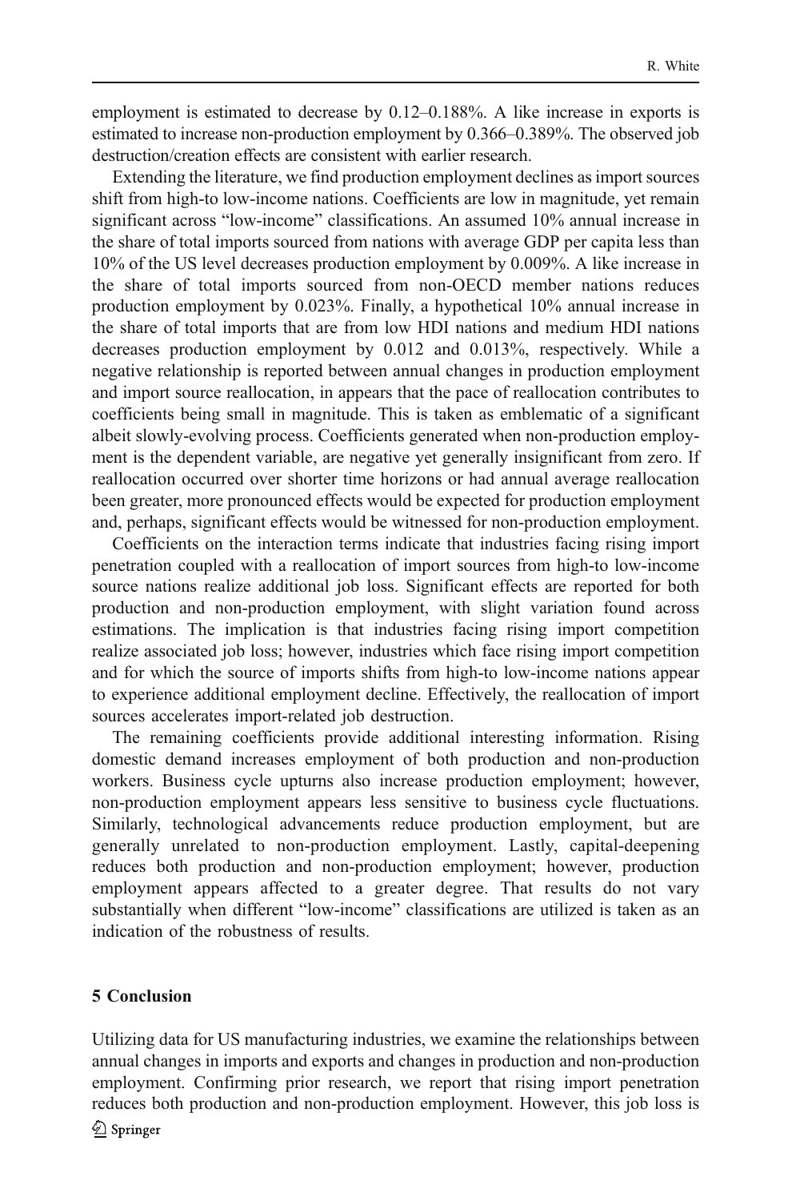employment is estimated to decrease by 0.12–0.188%. A like increase in exports is estimated to increase non-production employment by 0.366–0.389%. The observed job destruction/creation effects are consistent with earlier research.

Extending the literature, we find production employment declines as import sources shift from high-to low-income nations. Coefficients are low in magnitude, yet remain significant across "low-income" classifications. An assumed 10% annual increase in the share of total imports sourced from nations with average GDP per capita less than 10% of the US level decreases production employment by 0.009%. A like increase in the share of total imports sourced from non-OECD member nations reduces production employment by 0.023%. Finally, a hypothetical 10% annual increase in the share of total imports that are from low HDI nations and medium HDI nations decreases production employment by 0.012 and 0.013%, respectively. While a negative relationship is reported between annual changes in production employment and import source reallocation, in appears that the pace of reallocation contributes to coefficients being small in magnitude. This is taken as emblematic of a significant albeit slowly-evolving process. Coefficients generated when non-production employment is the dependent variable, are negative yet generally insignificant from zero. If reallocation occurred over shorter time horizons or had annual average reallocation been greater, more pronounced effects would be expected for production employment and, perhaps, significant effects would be witnessed for non-production employment.

Coefficients on the interaction terms indicate that industries facing rising import penetration coupled with a reallocation of import sources from high-to low-income source nations realize additional job loss. Significant effects are reported for both production and non-production employment, with slight variation found across estimations. The implication is that industries facing rising import competition realize associated job loss; however, industries which face rising import competition and for which the source of imports shifts from high-to low-income nations appear to experience additional employment decline. Effectively, the reallocation of import sources accelerates import-related job destruction.

The remaining coefficients provide additional interesting information. Rising domestic demand increases employment of both production and non-production workers. Business cycle upturns also increase production employment; however, non-production employment appears less sensitive to business cycle fluctuations. Similarly, technological advancements reduce production employment, but are generally unrelated to non-production employment. Lastly, capital-deepening reduces both production and non-production employment; however, production employment appears affected to a greater degree. That results do not vary substantially when different "low-income" classifications are utilized is taken as an indication of the robustness of results.

## 5 Conclusion

Utilizing data for US manufacturing industries, we examine the relationships between annual changes in imports and exports and changes in production and non-production employment. Confirming prior research, we report that rising import penetration reduces both production and non-production employment. However, this job loss is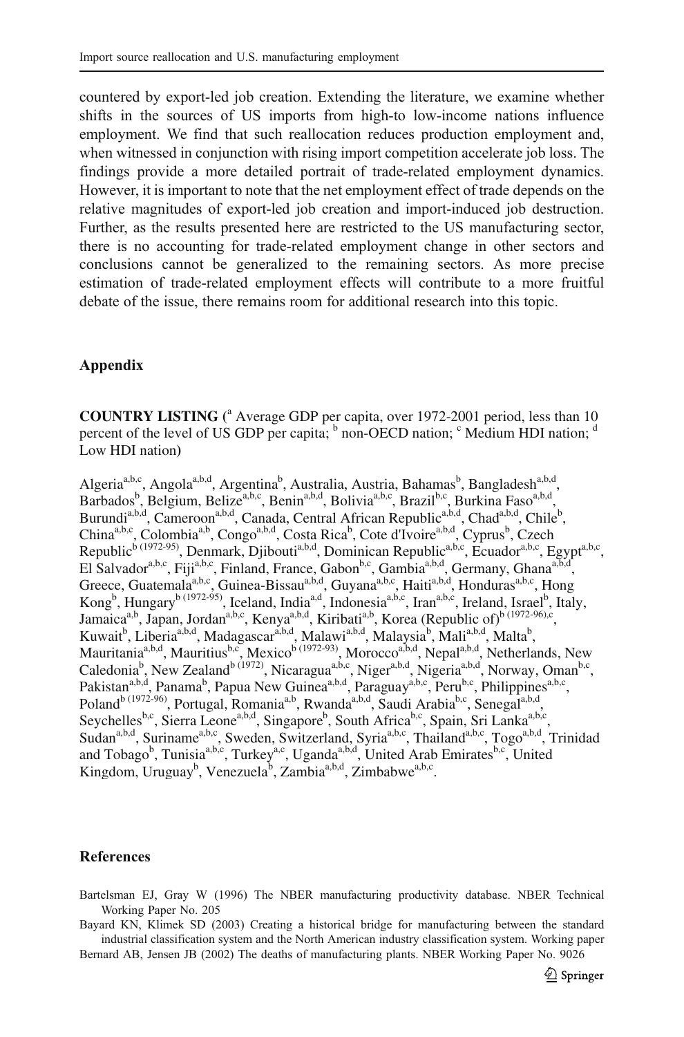countered by export-led job creation. Extending the literature, we examine whether shifts in the sources of US imports from high-to low-income nations influence employment. We find that such reallocation reduces production employment and, when witnessed in conjunction with rising import competition accelerate job loss. The findings provide a more detailed portrait of trade-related employment dynamics. However, it is important to note that the net employment effect of trade depends on the relative magnitudes of export-led job creation and import-induced job destruction. Further, as the results presented here are restricted to the US manufacturing sector, there is no accounting for trade-related employment change in other sectors and conclusions cannot be generalized to the remaining sectors. As more precise estimation of trade-related employment effects will contribute to a more fruitful debate of the issue, there remains room for additional research into this topic.

## Appendix

**COUNTRY LISTING** ([a] Average GDP per capita, over 1972-2001 period, less than 10 percent of the level of US GDP per capita; [b] non-OECD nation; [c] Medium HDI nation; [d] Low HDI nation)

Algeria[a,b,c], Angola[a,b,d], Argentina[b], Australia, Austria, Bahamas[b], Bangladesh[a,b,d], Barbados[b], Belgium, Belize[a,b,c], Benin[a,b,d], Bolivia[a,b,c], Brazil[b,c], Burkina Faso[a,b,d], Burundi[a,b,d], Cameroon[a,b,d], Canada, Central African Republic[a,b,d], Chad[a,b,d], Chile[b], China[a,b,c], Colombia[a,b], Congo[a,b,d], Costa Rica[b], Cote d'Ivoire[a,b,d], Cyprus[b], Czech Republic[b (1972-95)], Denmark, Djibouti[a,b,d], Dominican Republic[a,b,c], Ecuador[a,b,c], Egypt[a,b,c], El Salvador[a,b,c], Fiji[a,b,c], Finland, France, Gabon[b,c], Gambia[a,b,d], Germany, Ghana[a,b,d], Greece, Guatemala[a,b,c], Guinea-Bissau[a,b,d], Guyana[a,b,c], Haiti[a,b,d], Honduras[a,b,c], Hong Kong[b], Hungary[b (1972-95)], Iceland, India[a,d], Indonesia[a,b,c], Iran[a,b,c], Ireland, Israel[b], Italy, Jamaica[a,b], Japan, Jordan[a,b,c], Kenya[a,b,d], Kiribati[a,b], Korea (Republic of)[b (1972-96),c], Kuwait[b], Liberia[a,b,d], Madagascar[a,b,d], Malawi[a,b,d], Malaysia[b], Mali[a,b,d], Malta[b], Mauritania[a,b,d], Mauritius[b,c], Mexico[b (1972-93)], Morocco[a,b,d], Nepal[a,b,d], Netherlands, New Caledonia[b], New Zealand[b (1972)], Nicaragua[a,b,c], Niger[a,b,d], Nigeria[a,b,d], Norway, Oman[b,c], Pakistan[a,b,d], Panama[b], Papua New Guinea[a,b,d], Paraguay[a,b,c], Peru[b,c], Philippines[a,b,c], Poland[b (1972-96)], Portugal, Romania[a,b], Rwanda[a,b,d], Saudi Arabia[b,c], Senegal[a,b,d], Seychelles[b,c], Sierra Leone[a,b,d], Singapore[b], South Africa[b,c], Spain, Sri Lanka[a,b,c], Sudan[a,b,d], Suriname[a,b,c], Sweden, Switzerland, Syria[a,b,c], Thailand[a,b,c], Togo[a,b,d], Trinidad and Tobago[b], Tunisia[a,b,c], Turkey[a,c], Uganda[a,b,d], United Arab Emirates[b,c], United Kingdom, Uruguay[b], Venezuela[b], Zambia[a,b,d], Zimbabwe[a,b,c].

## References

Bartelsman EJ, Gray W (1996) The NBER manufacturing productivity database. NBER Technical Working Paper No. 205

Bayard KN, Klimek SD (2003) Creating a historical bridge for manufacturing between the standard industrial classification system and the North American industry classification system. Working paper

Bernard AB, Jensen JB (2002) The deaths of manufacturing plants. NBER Working Paper No. 9026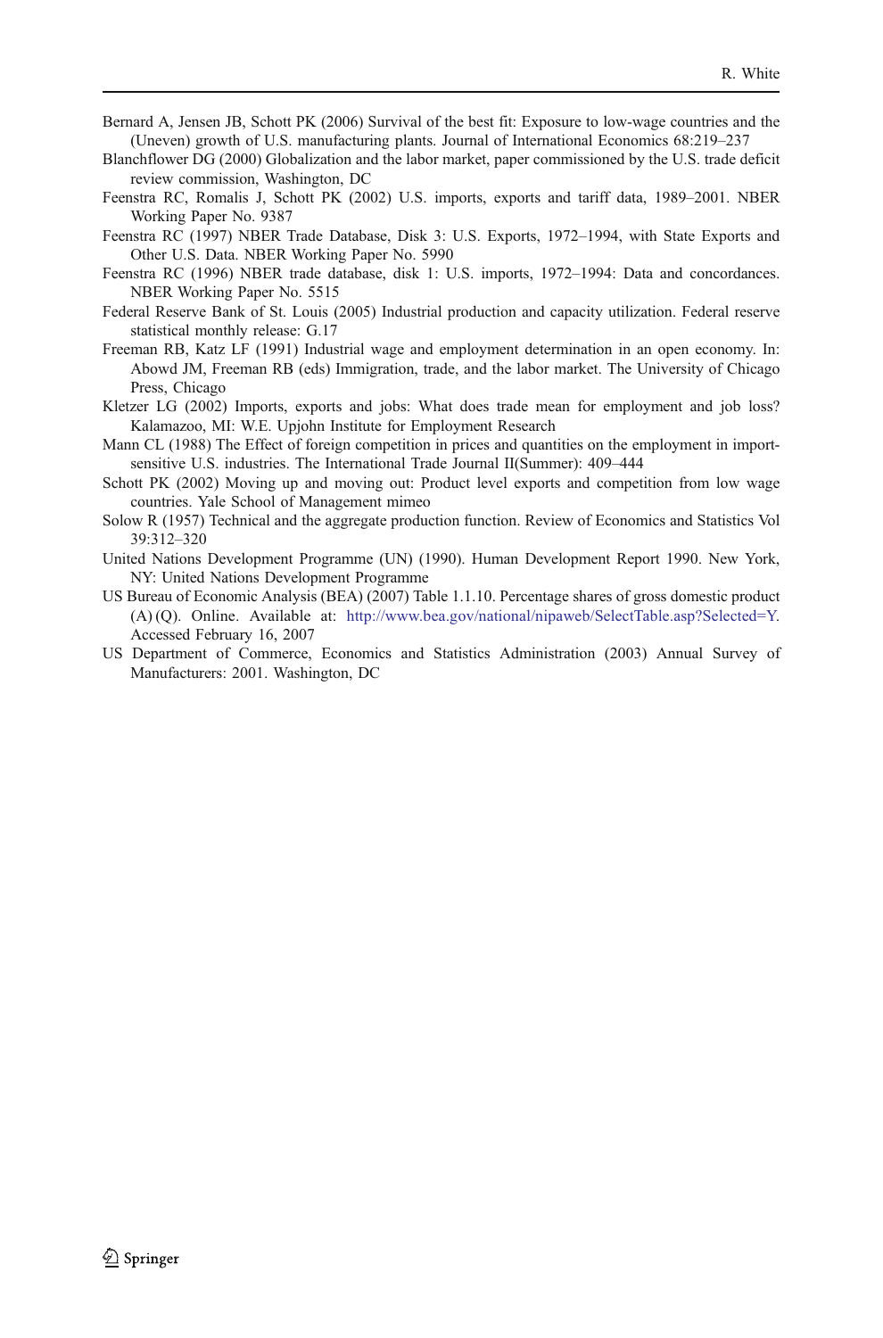Bernard A, Jensen JB, Schott PK (2006) Survival of the best fit: Exposure to low-wage countries and the (Uneven) growth of U.S. manufacturing plants. Journal of International Economics 68:219–237

Blanchflower DG (2000) Globalization and the labor market, paper commissioned by the U.S. trade deficit review commission, Washington, DC

Feenstra RC, Romalis J, Schott PK (2002) U.S. imports, exports and tariff data, 1989–2001. NBER Working Paper No. 9387

Feenstra RC (1997) NBER Trade Database, Disk 3: U.S. Exports, 1972–1994, with State Exports and Other U.S. Data. NBER Working Paper No. 5990

Feenstra RC (1996) NBER trade database, disk 1: U.S. imports, 1972–1994: Data and concordances. NBER Working Paper No. 5515

Federal Reserve Bank of St. Louis (2005) Industrial production and capacity utilization. Federal reserve statistical monthly release: G.17

Freeman RB, Katz LF (1991) Industrial wage and employment determination in an open economy. In: Abowd JM, Freeman RB (eds) Immigration, trade, and the labor market. The University of Chicago Press, Chicago

Kletzer LG (2002) Imports, exports and jobs: What does trade mean for employment and job loss? Kalamazoo, MI: W.E. Upjohn Institute for Employment Research

Mann CL (1988) The Effect of foreign competition in prices and quantities on the employment in import-sensitive U.S. industries. The International Trade Journal II(Summer): 409–444

Schott PK (2002) Moving up and moving out: Product level exports and competition from low wage countries. Yale School of Management mimeo

Solow R (1957) Technical and the aggregate production function. Review of Economics and Statistics Vol 39:312–320

United Nations Development Programme (UN) (1990). Human Development Report 1990. New York, NY: United Nations Development Programme

US Bureau of Economic Analysis (BEA) (2007) Table 1.1.10. Percentage shares of gross domestic product (A) (Q). Online. Available at: http://www.bea.gov/national/nipaweb/SelectTable.asp?Selected=Y. Accessed February 16, 2007

US Department of Commerce, Economics and Statistics Administration (2003) Annual Survey of Manufacturers: 2001. Washington, DC